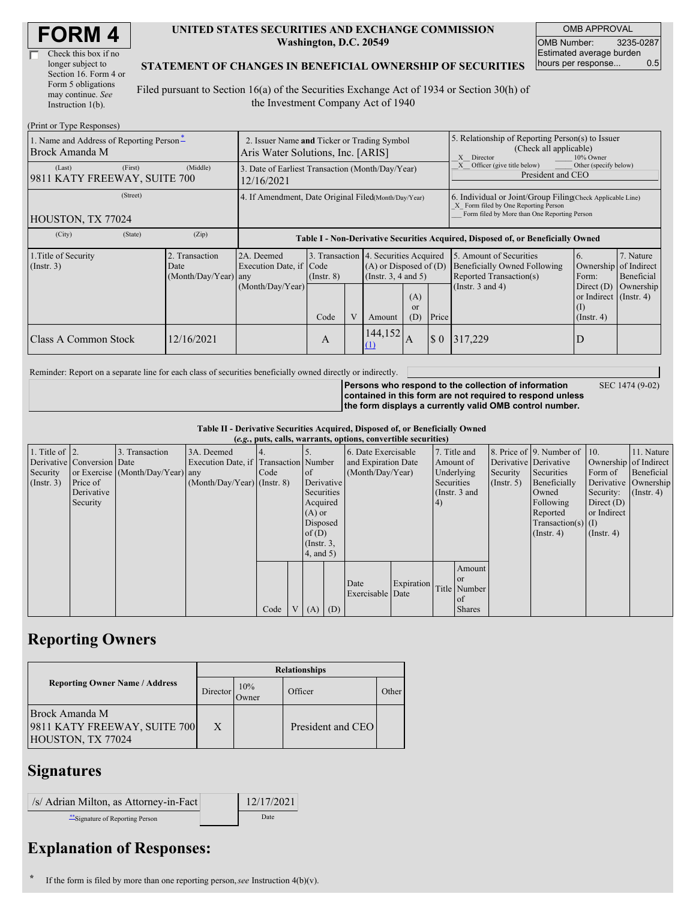# FORM 4

☐ Check this box if no longer subject to Section 16. Form 4 or Form 5 obligations may continue. *See* Instruction 1(b).

**UNITED STATES SECURITIES AND EXCHANGE COMMISSION**
**Washington, D.C. 20549**

**STATEMENT OF CHANGES IN BENEFICIAL OWNERSHIP OF SECURITIES**

Filed pursuant to Section 16(a) of the Securities Exchange Act of 1934 or Section 30(h) of the Investment Company Act of 1940

| OMB APPROVAL | |
|---|---|
| OMB Number: | 3235-0287 |
| Estimated average burden hours per response... | 0.5 |

(Print or Type Responses)

| 1. Name and Address of Reporting Person * | 2. Issuer Name **and** Ticker or Trading Symbol | 5. Relationship of Reporting Person(s) to Issuer (Check all applicable) |
|---|---|---|
| Brock Amanda M | Aris Water Solutions, Inc. [ARIS] | _X_ Director ___ 10% Owner |
| (Last) (First) (Middle) | 3. Date of Earliest Transaction (Month/Day/Year) | _X_ Officer (give title below) ___ Other (specify below) |
| 9811 KATY FREEWAY, SUITE 700 | 12/16/2021 | President and CEO |
| (Street) | 4. If Amendment, Date Original Filed (Month/Day/Year) | 6. Individual or Joint/Group Filing (Check Applicable Line) |
| HOUSTON, TX 77024 | | _X_ Form filed by One Reporting Person ___ Form filed by More than One Reporting Person |
| (City) (State) (Zip) | | |

**Table I - Non-Derivative Securities Acquired, Disposed of, or Beneficially Owned**

| 1.Title of Security (Instr. 3) | 2. Transaction Date (Month/Day/Year) | 2A. Deemed Execution Date, if any (Month/Day/Year) | 3. Transaction Code (Instr. 8) | | 4. Securities Acquired (A) or Disposed of (D) (Instr. 3, 4 and 5) | | | 5. Amount of Securities Beneficially Owned Following Reported Transaction(s) (Instr. 3 and 4) | 6. Ownership Form: Direct (D) or Indirect (I) (Instr. 4) | 7. Nature of Indirect Beneficial Ownership (Instr. 4) |
|---|---|---|---|---|---|---|---|---|---|---|
| | | | Code | V | Amount | (A) or (D) | Price | | | |
| Class A Common Stock | 12/16/2021 | | A | | 144,152 (1) | A | $ 0 | 317,229 | D | |

Reminder: Report on a separate line for each class of securities beneficially owned directly or indirectly.

**Persons who respond to the collection of information contained in this form are not required to respond unless the form displays a currently valid OMB control number.** SEC 1474 (9-02)

**Table II - Derivative Securities Acquired, Disposed of, or Beneficially Owned**
**(*e.g.*, puts, calls, warrants, options, convertible securities)**

| 1. Title of Derivative Security (Instr. 3) | 2. Conversion or Exercise Price of Derivative Security | 3. Transaction Date (Month/Day/Year) | 3A. Deemed Execution Date, if any (Month/Day/Year) | 4. Transaction Code (Instr. 8) | | 5. Number of Derivative Securities Acquired (A) or Disposed of (D) (Instr. 3, 4, and 5) | | 6. Date Exercisable and Expiration Date (Month/Day/Year) | | 7. Title and Amount of Underlying Securities (Instr. 3 and 4) | | 8. Price of Derivative Security (Instr. 5) | 9. Number of Derivative Securities Beneficially Owned Following Reported Transaction(s) (Instr. 4) | 10. Ownership Form of Derivative Security: Direct (D) or Indirect (I) (Instr. 4) | 11. Nature of Indirect Beneficial Ownership (Instr. 4) |
|---|---|---|---|---|---|---|---|---|---|---|---|---|---|---|---|
| | | | | Code | V | (A) | (D) | Date Exercisable | Expiration Date | Title | Amount or Number of Shares | | | | |

## Reporting Owners

| Reporting Owner Name / Address | Relationships | | | |
|---|---|---|---|---|
| | Director | 10% Owner | Officer | Other |
| Brock Amanda M<br>9811 KATY FREEWAY, SUITE 700<br>HOUSTON, TX 77024 | X | | President and CEO | |

## Signatures

| /s/ Adrian Milton, as Attorney-in-Fact | 12/17/2021 |
|---|---|
| **Signature of Reporting Person | Date |

## Explanation of Responses:

\* If the form is filed by more than one reporting person, *see* Instruction 4(b)(v).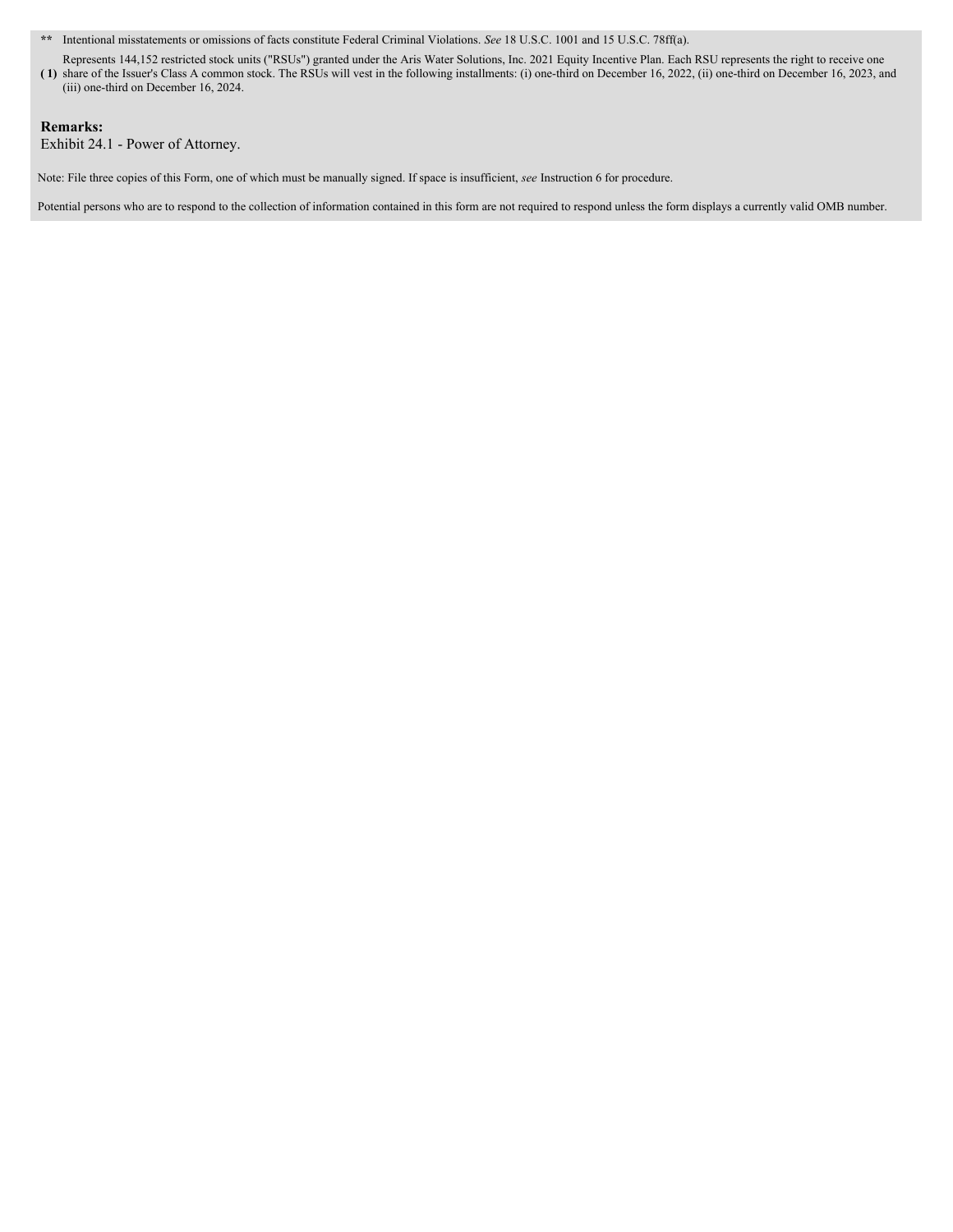** Intentional misstatements or omissions of facts constitute Federal Criminal Violations. *See* 18 U.S.C. 1001 and 15 U.S.C. 78ff(a).

(1) Represents 144,152 restricted stock units ("RSUs") granted under the Aris Water Solutions, Inc. 2021 Equity Incentive Plan. Each RSU represents the right to receive one share of the Issuer's Class A common stock. The RSUs will vest in the following installments: (i) one-third on December 16, 2022, (ii) one-third on December 16, 2023, and (iii) one-third on December 16, 2024.

**Remarks:**

Exhibit 24.1 - Power of Attorney.

Note: File three copies of this Form, one of which must be manually signed. If space is insufficient, *see* Instruction 6 for procedure.

Potential persons who are to respond to the collection of information contained in this form are not required to respond unless the form displays a currently valid OMB number.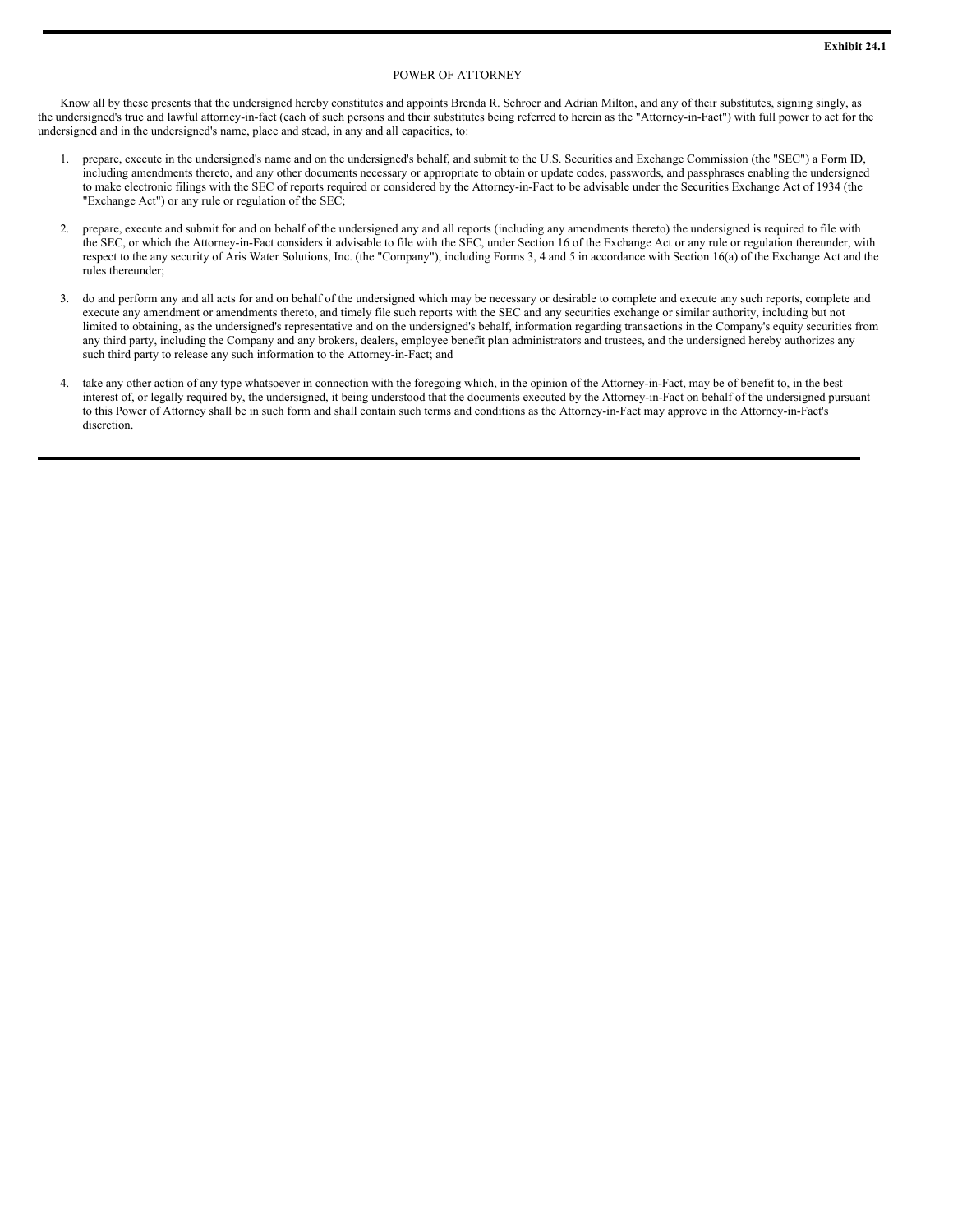**Exhibit 24.1**

POWER OF ATTORNEY

Know all by these presents that the undersigned hereby constitutes and appoints Brenda R. Schroer and Adrian Milton, and any of their substitutes, signing singly, as the undersigned's true and lawful attorney-in-fact (each of such persons and their substitutes being referred to herein as the "Attorney-in-Fact") with full power to act for the undersigned and in the undersigned's name, place and stead, in any and all capacities, to:

1. prepare, execute in the undersigned's name and on the undersigned's behalf, and submit to the U.S. Securities and Exchange Commission (the "SEC") a Form ID, including amendments thereto, and any other documents necessary or appropriate to obtain or update codes, passwords, and passphrases enabling the undersigned to make electronic filings with the SEC of reports required or considered by the Attorney-in-Fact to be advisable under the Securities Exchange Act of 1934 (the "Exchange Act") or any rule or regulation of the SEC;

2. prepare, execute and submit for and on behalf of the undersigned any and all reports (including any amendments thereto) the undersigned is required to file with the SEC, or which the Attorney-in-Fact considers it advisable to file with the SEC, under Section 16 of the Exchange Act or any rule or regulation thereunder, with respect to the any security of Aris Water Solutions, Inc. (the "Company"), including Forms 3, 4 and 5 in accordance with Section 16(a) of the Exchange Act and the rules thereunder;

3. do and perform any and all acts for and on behalf of the undersigned which may be necessary or desirable to complete and execute any such reports, complete and execute any amendment or amendments thereto, and timely file such reports with the SEC and any securities exchange or similar authority, including but not limited to obtaining, as the undersigned's representative and on the undersigned's behalf, information regarding transactions in the Company's equity securities from any third party, including the Company and any brokers, dealers, employee benefit plan administrators and trustees, and the undersigned hereby authorizes any such third party to release any such information to the Attorney-in-Fact; and

4. take any other action of any type whatsoever in connection with the foregoing which, in the opinion of the Attorney-in-Fact, may be of benefit to, in the best interest of, or legally required by, the undersigned, it being understood that the documents executed by the Attorney-in-Fact on behalf of the undersigned pursuant to this Power of Attorney shall be in such form and shall contain such terms and conditions as the Attorney-in-Fact may approve in the Attorney-in-Fact's discretion.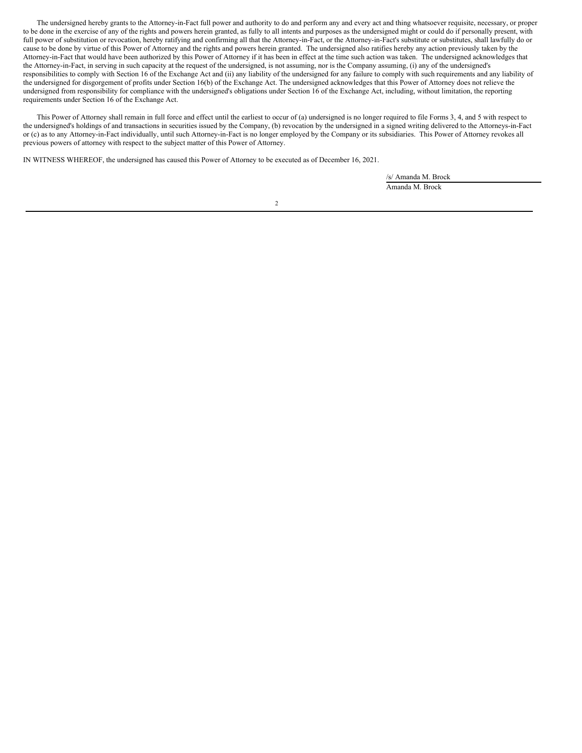The undersigned hereby grants to the Attorney-in-Fact full power and authority to do and perform any and every act and thing whatsoever requisite, necessary, or proper to be done in the exercise of any of the rights and powers herein granted, as fully to all intents and purposes as the undersigned might or could do if personally present, with full power of substitution or revocation, hereby ratifying and confirming all that the Attorney-in-Fact, or the Attorney-in-Fact's substitute or substitutes, shall lawfully do or cause to be done by virtue of this Power of Attorney and the rights and powers herein granted. The undersigned also ratifies hereby any action previously taken by the Attorney-in-Fact that would have been authorized by this Power of Attorney if it has been in effect at the time such action was taken. The undersigned acknowledges that the Attorney-in-Fact, in serving in such capacity at the request of the undersigned, is not assuming, nor is the Company assuming, (i) any of the undersigned's responsibilities to comply with Section 16 of the Exchange Act and (ii) any liability of the undersigned for any failure to comply with such requirements and any liability of the undersigned for disgorgement of profits under Section 16(b) of the Exchange Act. The undersigned acknowledges that this Power of Attorney does not relieve the undersigned from responsibility for compliance with the undersigned's obligations under Section 16 of the Exchange Act, including, without limitation, the reporting requirements under Section 16 of the Exchange Act.

This Power of Attorney shall remain in full force and effect until the earliest to occur of (a) undersigned is no longer required to file Forms 3, 4, and 5 with respect to the undersigned's holdings of and transactions in securities issued by the Company, (b) revocation by the undersigned in a signed writing delivered to the Attorneys-in-Fact or (c) as to any Attorney-in-Fact individually, until such Attorney-in-Fact is no longer employed by the Company or its subsidiaries. This Power of Attorney revokes all previous powers of attorney with respect to the subject matter of this Power of Attorney.

IN WITNESS WHEREOF, the undersigned has caused this Power of Attorney to be executed as of December 16, 2021.

/s/ Amanda M. Brock

Amanda M. Brock